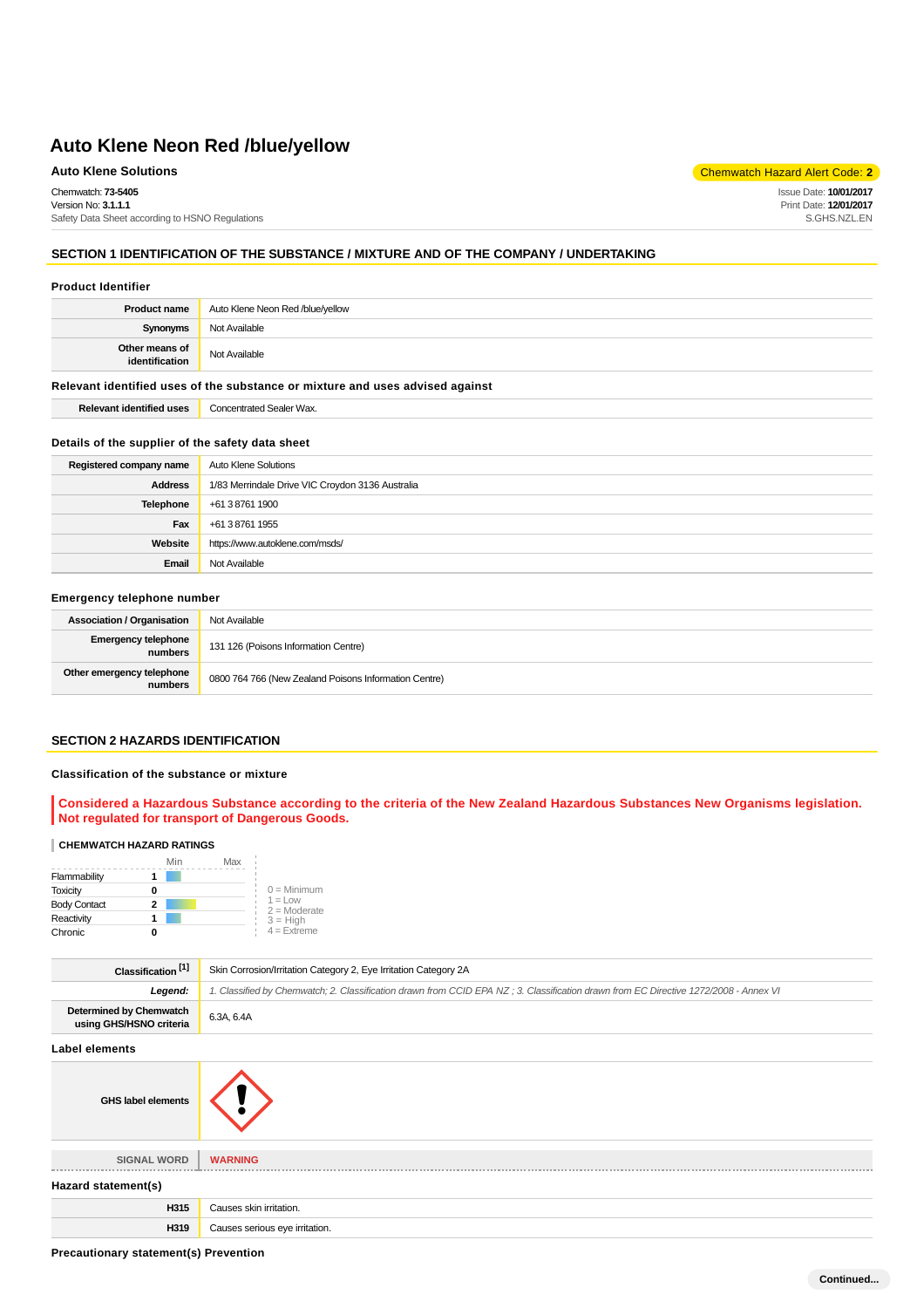# Auto Klene Neon Red /blue/yellow

**Auto Klene Solutions**

Chemwatch Hazard Alert Code: **2**

Chemwatch: **73-5405**
Version No: **3.1.1.1**
Safety Data Sheet according to HSNO Regulations

Issue Date: **10/01/2017**
Print Date: **12/01/2017**
S.GHS.NZL.EN

## SECTION 1 IDENTIFICATION OF THE SUBSTANCE / MIXTURE AND OF THE COMPANY / UNDERTAKING

### Product Identifier

| | |
|---|---|
| **Product name** | Auto Klene Neon Red /blue/yellow |
| **Synonyms** | Not Available |
| **Other means of identification** | Not Available |

### Relevant identified uses of the substance or mixture and uses advised against

| | |
|---|---|
| **Relevant identified uses** | Concentrated Sealer Wax. |

### Details of the supplier of the safety data sheet

| | |
|---|---|
| **Registered company name** | Auto Klene Solutions |
| **Address** | 1/83 Merrindale Drive VIC Croydon 3136 Australia |
| **Telephone** | +61 3 8761 1900 |
| **Fax** | +61 3 8761 1955 |
| **Website** | https://www.autoklene.com/msds/ |
| **Email** | Not Available |

### Emergency telephone number

| | |
|---|---|
| **Association / Organisation** | Not Available |
| **Emergency telephone numbers** | 131 126 (Poisons Information Centre) |
| **Other emergency telephone numbers** | 0800 764 766 (New Zealand Poisons Information Centre) |

## SECTION 2 HAZARDS IDENTIFICATION

### Classification of the substance or mixture

**Considered a Hazardous Substance according to the criteria of the New Zealand Hazardous Substances New Organisms legislation. Not regulated for transport of Dangerous Goods.**

**CHEMWATCH HAZARD RATINGS**

| | | Min | Max |
|---|---|---|---|
| Flammability | 1 | | |
| Toxicity | 0 | | |
| Body Contact | 2 | | |
| Reactivity | 1 | | |
| Chronic | 0 | | |

0 = Minimum
1 = Low
2 = Moderate
3 = High
4 = Extreme

| | |
|---|---|
| **Classification [1]** | Skin Corrosion/Irritation Category 2, Eye Irritation Category 2A |
| ***Legend:*** | *1. Classified by Chemwatch; 2. Classification drawn from CCID EPA NZ ; 3. Classification drawn from EC Directive 1272/2008 - Annex VI* |
| **Determined by Chemwatch using GHS/HSNO criteria** | 6.3A, 6.4A |

### Label elements

| | |
|---|---|
| **GHS label elements** | |
| **SIGNAL WORD** | **WARNING** |

### Hazard statement(s)

| | |
|---|---|
| **H315** | Causes skin irritation. |
| **H319** | Causes serious eye irritation. |

### Precautionary statement(s) Prevention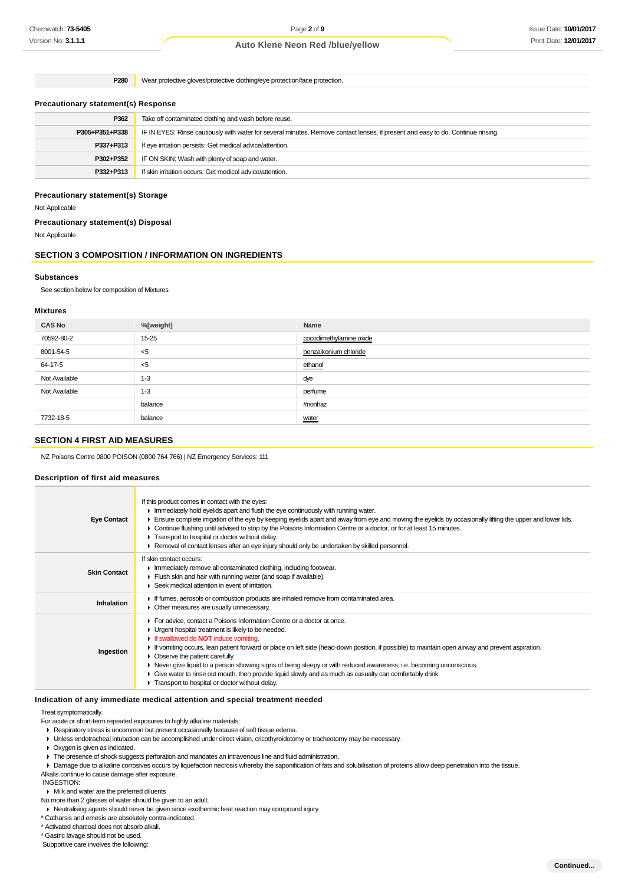| | |
|---|---|
| **P280** | Wear protective gloves/protective clothing/eye protection/face protection. |

### Precautionary statement(s) Response

| | |
|---|---|
| **P362** | Take off contaminated clothing and wash before reuse. |
| **P305+P351+P338** | IF IN EYES: Rinse cautiously with water for several minutes. Remove contact lenses, if present and easy to do. Continue rinsing. |
| **P337+P313** | If eye irritation persists: Get medical advice/attention. |
| **P302+P352** | IF ON SKIN: Wash with plenty of soap and water. |
| **P332+P313** | If skin irritation occurs: Get medical advice/attention. |

### Precautionary statement(s) Storage

Not Applicable

### Precautionary statement(s) Disposal

Not Applicable

## SECTION 3 COMPOSITION / INFORMATION ON INGREDIENTS

### Substances

See section below for composition of Mixtures

### Mixtures

| CAS No | %[weight] | Name |
|---|---|---|
| 70592-80-2 | 15-25 | cocodimethylamine oxide |
| 8001-54-5 | <5 | benzalkonium chloride |
| 64-17-5 | <5 | ethanol |
| Not Available | 1-3 | dye |
| Not Available | 1-3 | perfume |
| | balance | #nonhaz |
| 7732-18-5 | balance | water |

## SECTION 4 FIRST AID MEASURES

NZ Poisons Centre 0800 POISON (0800 764 766) | NZ Emergency Services: 111

### Description of first aid measures

| | |
|---|---|
| **Eye Contact** | If this product comes in contact with the eyes:<br>▸ Immediately hold eyelids apart and flush the eye continuously with running water.<br>▸ Ensure complete irrigation of the eye by keeping eyelids apart and away from eye and moving the eyelids by occasionally lifting the upper and lower lids.<br>▸ Continue flushing until advised to stop by the Poisons Information Centre or a doctor, or for at least 15 minutes.<br>▸ Transport to hospital or doctor without delay.<br>▸ Removal of contact lenses after an eye injury should only be undertaken by skilled personnel. |
| **Skin Contact** | If skin contact occurs:<br>▸ Immediately remove all contaminated clothing, including footwear.<br>▸ Flush skin and hair with running water (and soap if available).<br>▸ Seek medical attention in event of irritation. |
| **Inhalation** | ▸ If fumes, aerosols or combustion products are inhaled remove from contaminated area.<br>▸ Other measures are usually unnecessary. |
| **Ingestion** | ▸ For advice, contact a Poisons Information Centre or a doctor at once.<br>▸ Urgent hospital treatment is likely to be needed.<br>▸ If swallowed do **NOT** induce vomiting.<br>▸ If vomiting occurs, lean patient forward or place on left side (head-down position, if possible) to maintain open airway and prevent aspiration.<br>▸ Observe the patient carefully.<br>▸ Never give liquid to a person showing signs of being sleepy or with reduced awareness; i.e. becoming unconscious.<br>▸ Give water to rinse out mouth, then provide liquid slowly and as much as casualty can comfortably drink.<br>▸ Transport to hospital or doctor without delay. |

### Indication of any immediate medical attention and special treatment needed

Treat symptomatically.

For acute or short-term repeated exposures to highly alkaline materials:

- Respiratory stress is uncommon but present occasionally because of soft tissue edema.
- Unless endotracheal intubation can be accomplished under direct vision, cricothyroidotomy or tracheotomy may be necessary.
- Oxygen is given as indicated.
- The presence of shock suggests perforation and mandates an intravenous line and fluid administration.
- Damage due to alkaline corrosives occurs by liquefaction necrosis whereby the saponification of fats and solubilisation of proteins allow deep penetration into the tissue.

Alkalis continue to cause damage after exposure.

INGESTION:

- Milk and water are the preferred diluents

No more than 2 glasses of water should be given to an adult.

- Neutralising agents should never be given since exothermic heat reaction may compound injury.

\* Catharsis and emesis are absolutely contra-indicated.

\* Activated charcoal does not absorb alkali.

\* Gastric lavage should not be used.

Supportive care involves the following: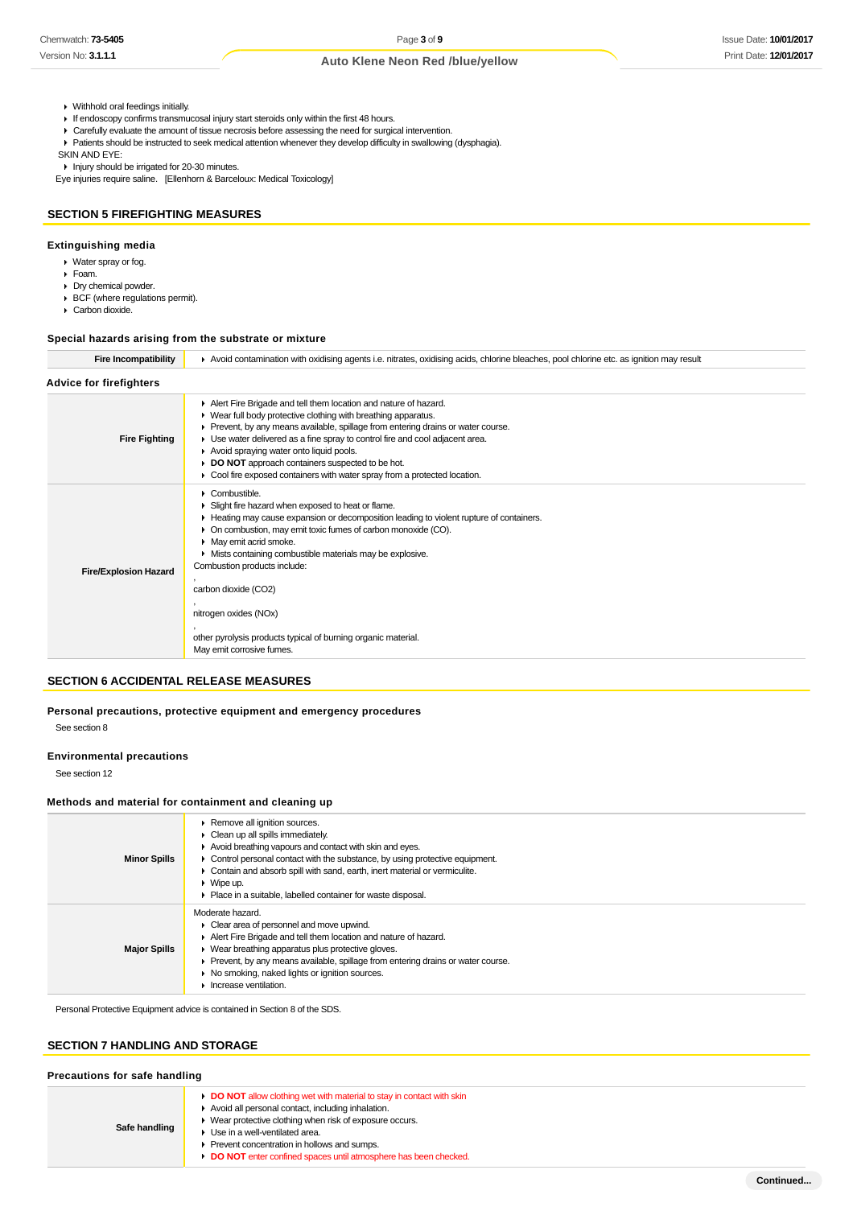- Withhold oral feedings initially.
- If endoscopy confirms transmucosal injury start steroids only within the first 48 hours.
- Carefully evaluate the amount of tissue necrosis before assessing the need for surgical intervention.
- Patients should be instructed to seek medical attention whenever they develop difficulty in swallowing (dysphagia).

SKIN AND EYE:

- Injury should be irrigated for 20-30 minutes.

Eye injuries require saline. [Ellenhorn & Barceloux: Medical Toxicology]

## SECTION 5 FIREFIGHTING MEASURES

### Extinguishing media

- Water spray or fog.
- Foam.
- Dry chemical powder.
- BCF (where regulations permit).
- Carbon dioxide.

### Special hazards arising from the substrate or mixture

| | |
|---|---|
| **Fire Incompatibility** | Avoid contamination with oxidising agents i.e. nitrates, oxidising acids, chlorine bleaches, pool chlorine etc. as ignition may result |

### Advice for firefighters

| | |
|---|---|
| **Fire Fighting** | • Alert Fire Brigade and tell them location and nature of hazard.<br>• Wear full body protective clothing with breathing apparatus.<br>• Prevent, by any means available, spillage from entering drains or water course.<br>• Use water delivered as a fine spray to control fire and cool adjacent area.<br>• Avoid spraying water onto liquid pools.<br>• **DO NOT** approach containers suspected to be hot.<br>• Cool fire exposed containers with water spray from a protected location. |
| **Fire/Explosion Hazard** | • Combustible.<br>• Slight fire hazard when exposed to heat or flame.<br>• Heating may cause expansion or decomposition leading to violent rupture of containers.<br>• On combustion, may emit toxic fumes of carbon monoxide (CO).<br>• May emit acrid smoke.<br>• Mists containing combustible materials may be explosive.<br>Combustion products include:<br>,<br>carbon dioxide ($CO_2$)<br>,<br>nitrogen oxides ($NO_x$)<br>,<br>other pyrolysis products typical of burning organic material.<br>May emit corrosive fumes. |

## SECTION 6 ACCIDENTAL RELEASE MEASURES

### Personal precautions, protective equipment and emergency procedures

See section 8

### Environmental precautions

See section 12

### Methods and material for containment and cleaning up

| | |
|---|---|
| **Minor Spills** | • Remove all ignition sources.<br>• Clean up all spills immediately.<br>• Avoid breathing vapours and contact with skin and eyes.<br>• Control personal contact with the substance, by using protective equipment.<br>• Contain and absorb spill with sand, earth, inert material or vermiculite.<br>• Wipe up.<br>• Place in a suitable, labelled container for waste disposal. |
| **Major Spills** | Moderate hazard.<br>• Clear area of personnel and move upwind.<br>• Alert Fire Brigade and tell them location and nature of hazard.<br>• Wear breathing apparatus plus protective gloves.<br>• Prevent, by any means available, spillage from entering drains or water course.<br>• No smoking, naked lights or ignition sources.<br>• Increase ventilation. |

Personal Protective Equipment advice is contained in Section 8 of the SDS.

## SECTION 7 HANDLING AND STORAGE

### Precautions for safe handling

| | |
|---|---|
| **Safe handling** | • **DO NOT** allow clothing wet with material to stay in contact with skin<br>• Avoid all personal contact, including inhalation.<br>• Wear protective clothing when risk of exposure occurs.<br>• Use in a well-ventilated area.<br>• Prevent concentration in hollows and sumps.<br>• **DO NOT** enter confined spaces until atmosphere has been checked. |

Continued...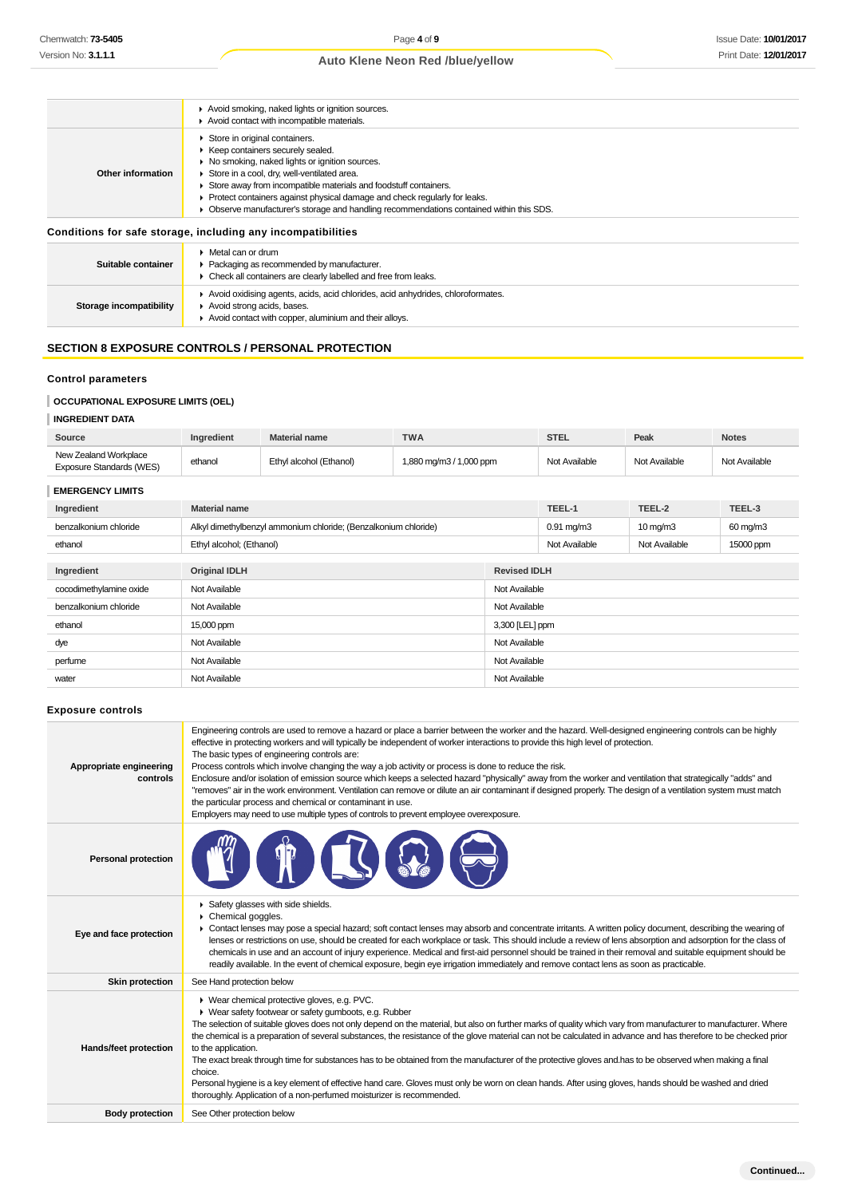| | |
|---|---|
| | ▸ Avoid smoking, naked lights or ignition sources.<br>▸ Avoid contact with incompatible materials. |
| **Other information** | ▸ Store in original containers.<br>▸ Keep containers securely sealed.<br>▸ No smoking, naked lights or ignition sources.<br>▸ Store in a cool, dry, well-ventilated area.<br>▸ Store away from incompatible materials and foodstuff containers.<br>▸ Protect containers against physical damage and check regularly for leaks.<br>▸ Observe manufacturer's storage and handling recommendations contained within this SDS. |

### Conditions for safe storage, including any incompatibilities

| | |
|---|---|
| **Suitable container** | ▸ Metal can or drum<br>▸ Packaging as recommended by manufacturer.<br>▸ Check all containers are clearly labelled and free from leaks. |
| **Storage incompatibility** | ▸ Avoid oxidising agents, acids, acid chlorides, acid anhydrides, chloroformates.<br>▸ Avoid strong acids, bases.<br>▸ Avoid contact with copper, aluminium and their alloys. |

## SECTION 8 EXPOSURE CONTROLS / PERSONAL PROTECTION

### Control parameters

#### OCCUPATIONAL EXPOSURE LIMITS (OEL)

#### INGREDIENT DATA

| Source | Ingredient | Material name | TWA | STEL | Peak | Notes |
|---|---|---|---|---|---|---|
| New Zealand Workplace Exposure Standards (WES) | ethanol | Ethyl alcohol (Ethanol) | 1,880 mg/m3 / 1,000 ppm | Not Available | Not Available | Not Available |

#### EMERGENCY LIMITS

| Ingredient | Material name | TEEL-1 | TEEL-2 | TEEL-3 |
|---|---|---|---|---|
| benzalkonium chloride | Alkyl dimethylbenzyl ammonium chloride; (Benzalkonium chloride) | 0.91 mg/m3 | 10 mg/m3 | 60 mg/m3 |
| ethanol | Ethyl alcohol; (Ethanol) | Not Available | Not Available | 15000 ppm |

| Ingredient | Original IDLH | Revised IDLH |
|---|---|---|
| cocodimethylamine oxide | Not Available | Not Available |
| benzalkonium chloride | Not Available | Not Available |
| ethanol | 15,000 ppm | 3,300 [LEL] ppm |
| dye | Not Available | Not Available |
| perfume | Not Available | Not Available |
| water | Not Available | Not Available |

### Exposure controls

| | |
|---|---|
| **Appropriate engineering controls** | Engineering controls are used to remove a hazard or place a barrier between the worker and the hazard. Well-designed engineering controls can be highly effective in protecting workers and will typically be independent of worker interactions to provide this high level of protection.<br>The basic types of engineering controls are:<br>Process controls which involve changing the way a job activity or process is done to reduce the risk.<br>Enclosure and/or isolation of emission source which keeps a selected hazard "physically" away from the worker and ventilation that strategically "adds" and "removes" air in the work environment. Ventilation can remove or dilute an air contaminant if designed properly. The design of a ventilation system must match the particular process and chemical or contaminant in use.<br>Employers may need to use multiple types of controls to prevent employee overexposure. |
| **Personal protection** | |
| **Eye and face protection** | ▸ Safety glasses with side shields.<br>▸ Chemical goggles.<br>▸ Contact lenses may pose a special hazard; soft contact lenses may absorb and concentrate irritants. A written policy document, describing the wearing of lenses or restrictions on use, should be created for each workplace or task. This should include a review of lens absorption and adsorption for the class of chemicals in use and an account of injury experience. Medical and first-aid personnel should be trained in their removal and suitable equipment should be readily available. In the event of chemical exposure, begin eye irrigation immediately and remove contact lens as soon as practicable. |
| **Skin protection** | See Hand protection below |
| **Hands/feet protection** | ▸ Wear chemical protective gloves, e.g. PVC.<br>▸ Wear safety footwear or safety gumboots, e.g. Rubber<br>The selection of suitable gloves does not only depend on the material, but also on further marks of quality which vary from manufacturer to manufacturer. Where the chemical is a preparation of several substances, the resistance of the glove material can not be calculated in advance and has therefore to be checked prior to the application.<br>The exact break through time for substances has to be obtained from the manufacturer of the protective gloves and.has to be observed when making a final choice.<br>Personal hygiene is a key element of effective hand care. Gloves must only be worn on clean hands. After using gloves, hands should be washed and dried thoroughly. Application of a non-perfumed moisturizer is recommended. |
| **Body protection** | See Other protection below |

Continued...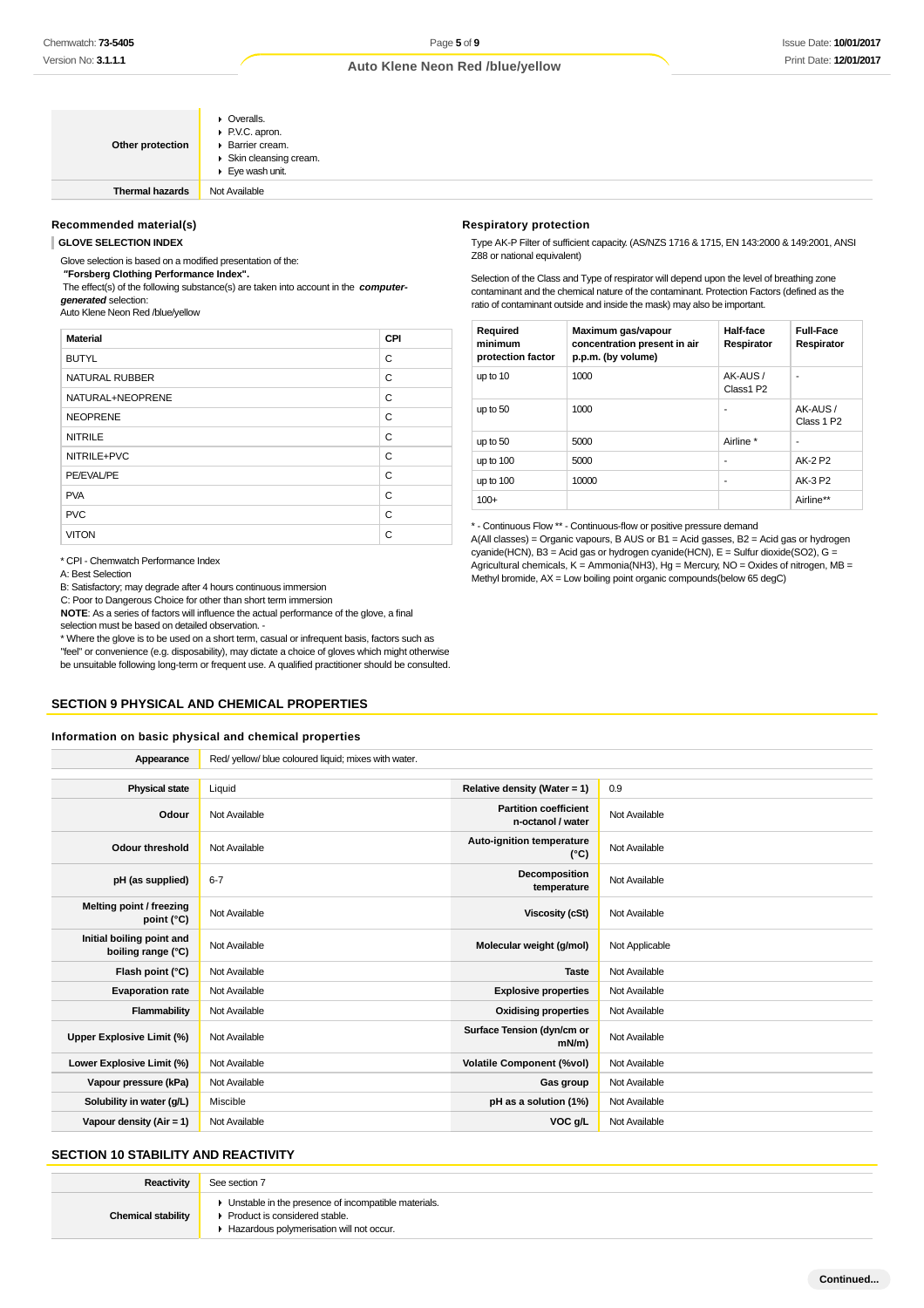| | |
|---|---|
| **Other protection** | ▶ Overalls.<br>▶ P.V.C. apron.<br>▶ Barrier cream.<br>▶ Skin cleansing cream.<br>▶ Eye wash unit. |
| **Thermal hazards** | Not Available |

### Recommended material(s)

**GLOVE SELECTION INDEX**

Glove selection is based on a modified presentation of the:

**"Forsberg Clothing Performance Index".**

The effect(s) of the following substance(s) are taken into account in the ***computer-generated*** selection:

Auto Klene Neon Red /blue/yellow

| Material | CPI |
|---|---|
| BUTYL | C |
| NATURAL RUBBER | C |
| NATURAL+NEOPRENE | C |
| NEOPRENE | C |
| NITRILE | C |
| NITRILE+PVC | C |
| PE/EVAL/PE | C |
| PVA | C |
| PVC | C |
| VITON | C |

* CPI - Chemwatch Performance Index

A: Best Selection

B: Satisfactory; may degrade after 4 hours continuous immersion

C: Poor to Dangerous Choice for other than short term immersion

**NOTE**: As a series of factors will influence the actual performance of the glove, a final selection must be based on detailed observation. -

* Where the glove is to be used on a short term, casual or infrequent basis, factors such as "feel" or convenience (e.g. disposability), may dictate a choice of gloves which might otherwise be unsuitable following long-term or frequent use. A qualified practitioner should be consulted.

### Respiratory protection

Type AK-P Filter of sufficient capacity. (AS/NZS 1716 & 1715, EN 143:2000 & 149:2001, ANSI Z88 or national equivalent)

Selection of the Class and Type of respirator will depend upon the level of breathing zone contaminant and the chemical nature of the contaminant. Protection Factors (defined as the ratio of contaminant outside and inside the mask) may also be important.

| Required minimum protection factor | Maximum gas/vapour concentration present in air p.p.m. (by volume) | Half-face Respirator | Full-Face Respirator |
|---|---|---|---|
| up to 10 | 1000 | AK-AUS / Class1 P2 | - |
| up to 50 | 1000 | - | AK-AUS / Class 1 P2 |
| up to 50 | 5000 | Airline * | - |
| up to 100 | 5000 | - | AK-2 P2 |
| up to 100 | 10000 | - | AK-3 P2 |
| 100+ | | | Airline** |

* - Continuous Flow ** - Continuous-flow or positive pressure demand

A(All classes) = Organic vapours, B AUS or B1 = Acid gasses, B2 = Acid gas or hydrogen cyanide(HCN), B3 = Acid gas or hydrogen cyanide(HCN), E = Sulfur dioxide(SO2), G = Agricultural chemicals, K = Ammonia(NH3), Hg = Mercury, NO = Oxides of nitrogen, MB = Methyl bromide, AX = Low boiling point organic compounds(below 65 degC)

## SECTION 9 PHYSICAL AND CHEMICAL PROPERTIES

### Information on basic physical and chemical properties

| | | | |
|---|---|---|---|
| **Appearance** | Red/ yellow/ blue coloured liquid; mixes with water. | | |
| **Physical state** | Liquid | **Relative density (Water = 1)** | 0.9 |
| **Odour** | Not Available | **Partition coefficient n-octanol / water** | Not Available |
| **Odour threshold** | Not Available | **Auto-ignition temperature (°C)** | Not Available |
| **pH (as supplied)** | 6-7 | **Decomposition temperature** | Not Available |
| **Melting point / freezing point (°C)** | Not Available | **Viscosity (cSt)** | Not Available |
| **Initial boiling point and boiling range (°C)** | Not Available | **Molecular weight (g/mol)** | Not Applicable |
| **Flash point (°C)** | Not Available | **Taste** | Not Available |
| **Evaporation rate** | Not Available | **Explosive properties** | Not Available |
| **Flammability** | Not Available | **Oxidising properties** | Not Available |
| **Upper Explosive Limit (%)** | Not Available | **Surface Tension (dyn/cm or mN/m)** | Not Available |
| **Lower Explosive Limit (%)** | Not Available | **Volatile Component (%vol)** | Not Available |
| **Vapour pressure (kPa)** | Not Available | **Gas group** | Not Available |
| **Solubility in water (g/L)** | Miscible | **pH as a solution (1%)** | Not Available |
| **Vapour density (Air = 1)** | Not Available | **VOC g/L** | Not Available |

## SECTION 10 STABILITY AND REACTIVITY

| | |
|---|---|
| **Reactivity** | See section 7 |
| **Chemical stability** | ▶ Unstable in the presence of incompatible materials.<br>▶ Product is considered stable.<br>▶ Hazardous polymerisation will not occur. |

**Continued...**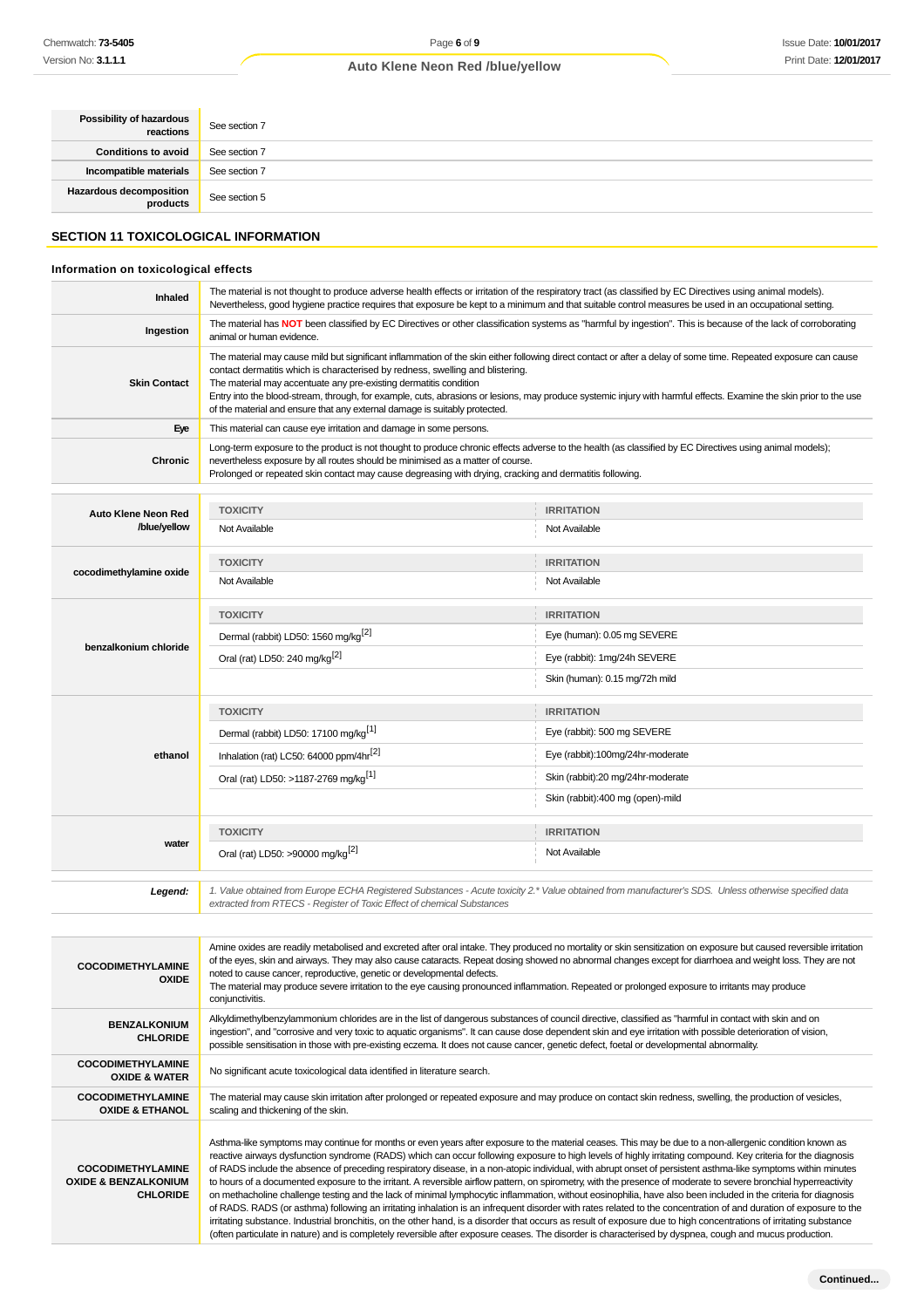| | |
|---|---|
| **Possibility of hazardous reactions** | See section 7 |
| **Conditions to avoid** | See section 7 |
| **Incompatible materials** | See section 7 |
| **Hazardous decomposition products** | See section 5 |

## SECTION 11 TOXICOLOGICAL INFORMATION

### Information on toxicological effects

| | |
|---|---|
| **Inhaled** | The material is not thought to produce adverse health effects or irritation of the respiratory tract (as classified by EC Directives using animal models). Nevertheless, good hygiene practice requires that exposure be kept to a minimum and that suitable control measures be used in an occupational setting. |
| **Ingestion** | The material has **NOT** been classified by EC Directives or other classification systems as "harmful by ingestion". This is because of the lack of corroborating animal or human evidence. |
| **Skin Contact** | The material may cause mild but significant inflammation of the skin either following direct contact or after a delay of some time. Repeated exposure can cause contact dermatitis which is characterised by redness, swelling and blistering.<br>The material may accentuate any pre-existing dermatitis condition<br>Entry into the blood-stream, through, for example, cuts, abrasions or lesions, may produce systemic injury with harmful effects. Examine the skin prior to the use of the material and ensure that any external damage is suitably protected. |
| **Eye** | This material can cause eye irritation and damage in some persons. |
| **Chronic** | Long-term exposure to the product is not thought to produce chronic effects adverse to the health (as classified by EC Directives using animal models); nevertheless exposure by all routes should be minimised as a matter of course.<br>Prolonged or repeated skin contact may cause degreasing with drying, cracking and dermatitis following. |

| | TOXICITY | IRRITATION |
|---|---|---|
| **Auto Klene Neon Red /blue/yellow** | Not Available | Not Available |
| **cocodimethylamine oxide** | Not Available | Not Available |
| **benzalkonium chloride** | Dermal (rabbit) LD50: 1560 mg/kg[2] | Eye (human): 0.05 mg SEVERE |
| | Oral (rat) LD50: 240 mg/kg[2] | Eye (rabbit): 1mg/24h SEVERE |
| | | Skin (human): 0.15 mg/72h mild |
| **ethanol** | Dermal (rabbit) LD50: 17100 mg/kg[1] | Eye (rabbit): 500 mg SEVERE |
| | Inhalation (rat) LC50: 64000 ppm/4hr[2] | Eye (rabbit):100mg/24hr-moderate |
| | Oral (rat) LD50: >1187-2769 mg/kg[1] | Skin (rabbit):20 mg/24hr-moderate |
| | | Skin (rabbit):400 mg (open)-mild |
| **water** | Oral (rat) LD50: >90000 mg/kg[2] | Not Available |

| | |
|---|---|
| ***Legend:*** | *1. Value obtained from Europe ECHA Registered Substances - Acute toxicity 2.\* Value obtained from manufacturer's SDS. Unless otherwise specified data extracted from RTECS - Register of Toxic Effect of chemical Substances* |

| | |
|---|---|
| **COCODIMETHYLAMINE OXIDE** | Amine oxides are readily metabolised and excreted after oral intake. They produced no mortality or skin sensitization on exposure but caused reversible irritation of the eyes, skin and airways. They may also cause cataracts. Repeat dosing showed no abnormal changes except for diarrhoea and weight loss. They are not noted to cause cancer, reproductive, genetic or developmental defects.<br>The material may produce severe irritation to the eye causing pronounced inflammation. Repeated or prolonged exposure to irritants may produce conjunctivitis. |
| **BENZALKONIUM CHLORIDE** | Alkyldimethylbenzylammonium chlorides are in the list of dangerous substances of council directive, classified as "harmful in contact with skin and on ingestion", and "corrosive and very toxic to aquatic organisms". It can cause dose dependent skin and eye irritation with possible deterioration of vision, possible sensitisation in those with pre-existing eczema. It does not cause cancer, genetic defect, foetal or developmental abnormality. |
| **COCODIMETHYLAMINE OXIDE & WATER** | No significant acute toxicological data identified in literature search. |
| **COCODIMETHYLAMINE OXIDE & ETHANOL** | The material may cause skin irritation after prolonged or repeated exposure and may produce on contact skin redness, swelling, the production of vesicles, scaling and thickening of the skin. |
| **COCODIMETHYLAMINE OXIDE & BENZALKONIUM CHLORIDE** | Asthma-like symptoms may continue for months or even years after exposure to the material ceases. This may be due to a non-allergenic condition known as reactive airways dysfunction syndrome (RADS) which can occur following exposure to high levels of highly irritating compound. Key criteria for the diagnosis of RADS include the absence of preceding respiratory disease, in a non-atopic individual, with abrupt onset of persistent asthma-like symptoms within minutes to hours of a documented exposure to the irritant. A reversible airflow pattern, on spirometry, with the presence of moderate to severe bronchial hyperreactivity on methacholine challenge testing and the lack of minimal lymphocytic inflammation, without eosinophilia, have also been included in the criteria for diagnosis of RADS. RADS (or asthma) following an irritating inhalation is an infrequent disorder with rates related to the concentration of and duration of exposure to the irritating substance. Industrial bronchitis, on the other hand, is a disorder that occurs as result of exposure due to high concentrations of irritating substance (often particulate in nature) and is completely reversible after exposure ceases. The disorder is characterised by dyspnea, cough and mucus production. |

**Continued...**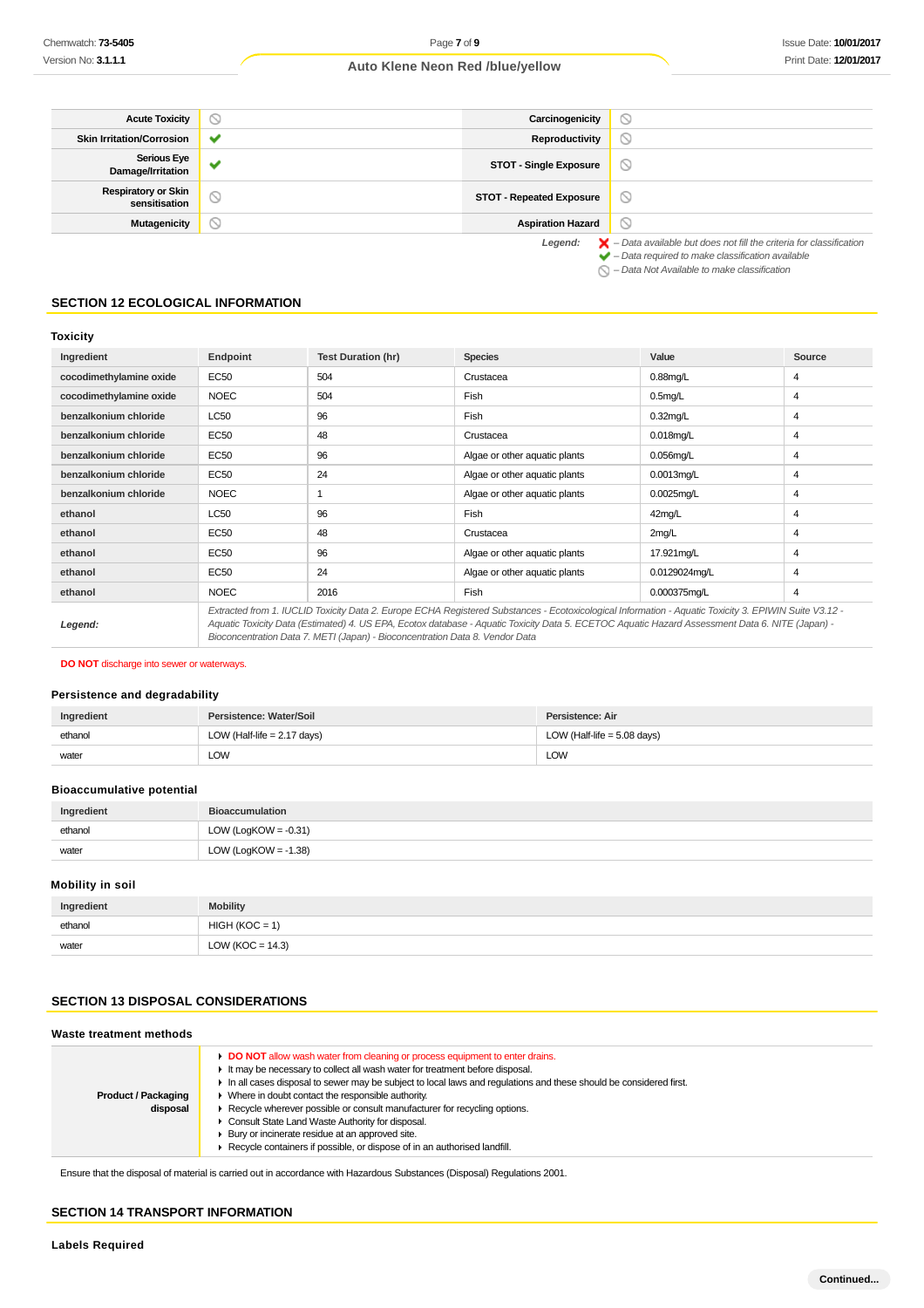| Acute Toxicity | ⃠ | Carcinogenicity | ⃠ |
|---|---|---|---|
| Skin Irritation/Corrosion | ✔ | Reproductivity | ⃠ |
| Serious Eye Damage/Irritation | ✔ | STOT - Single Exposure | ⃠ |
| Respiratory or Skin sensitisation | ⃠ | STOT - Repeated Exposure | ⃠ |
| Mutagenicity | ⃠ | Aspiration Hazard | ⃠ |

*Legend:*
- ✘ – *Data available but does not fill the criteria for classification*
- ✔ – *Data required to make classification available*
- ⃠ – *Data Not Available to make classification*

## SECTION 12 ECOLOGICAL INFORMATION

### Toxicity

| Ingredient | Endpoint | Test Duration (hr) | Species | Value | Source |
|---|---|---|---|---|---|
| cocodimethylamine oxide | EC50 | 504 | Crustacea | 0.88mg/L | 4 |
| cocodimethylamine oxide | NOEC | 504 | Fish | 0.5mg/L | 4 |
| benzalkonium chloride | LC50 | 96 | Fish | 0.32mg/L | 4 |
| benzalkonium chloride | EC50 | 48 | Crustacea | 0.018mg/L | 4 |
| benzalkonium chloride | EC50 | 96 | Algae or other aquatic plants | 0.056mg/L | 4 |
| benzalkonium chloride | EC50 | 24 | Algae or other aquatic plants | 0.0013mg/L | 4 |
| benzalkonium chloride | NOEC | 1 | Algae or other aquatic plants | 0.0025mg/L | 4 |
| ethanol | LC50 | 96 | Fish | 42mg/L | 4 |
| ethanol | EC50 | 48 | Crustacea | 2mg/L | 4 |
| ethanol | EC50 | 96 | Algae or other aquatic plants | 17.921mg/L | 4 |
| ethanol | EC50 | 24 | Algae or other aquatic plants | 0.0129024mg/L | 4 |
| ethanol | NOEC | 2016 | Fish | 0.000375mg/L | 4 |
| *Legend:* | *Extracted from 1. IUCLID Toxicity Data 2. Europe ECHA Registered Substances - Ecotoxicological Information - Aquatic Toxicity 3. EPIWIN Suite V3.12 - Aquatic Toxicity Data (Estimated) 4. US EPA, Ecotox database - Aquatic Toxicity Data 5. ECETOC Aquatic Hazard Assessment Data 6. NITE (Japan) - Bioconcentration Data 7. METI (Japan) - Bioconcentration Data 8. Vendor Data* | | | | |

**DO NOT** discharge into sewer or waterways.

### Persistence and degradability

| Ingredient | Persistence: Water/Soil | Persistence: Air |
|---|---|---|
| ethanol | LOW (Half-life = 2.17 days) | LOW (Half-life = 5.08 days) |
| water | LOW | LOW |

### Bioaccumulative potential

| Ingredient | Bioaccumulation |
|---|---|
| ethanol | LOW (LogKOW = -0.31) |
| water | LOW (LogKOW = -1.38) |

### Mobility in soil

| Ingredient | Mobility |
|---|---|
| ethanol | HIGH (KOC = 1) |
| water | LOW (KOC = 14.3) |

## SECTION 13 DISPOSAL CONSIDERATIONS

### Waste treatment methods

| Product / Packaging disposal | ▶ **DO NOT** allow wash water from cleaning or process equipment to enter drains.<br>▶ It may be necessary to collect all wash water for treatment before disposal.<br>▶ In all cases disposal to sewer may be subject to local laws and regulations and these should be considered first.<br>▶ Where in doubt contact the responsible authority.<br>▶ Recycle wherever possible or consult manufacturer for recycling options.<br>▶ Consult State Land Waste Authority for disposal.<br>▶ Bury or incinerate residue at an approved site.<br>▶ Recycle containers if possible, or dispose of in an authorised landfill. |
|---|---|

Ensure that the disposal of material is carried out in accordance with Hazardous Substances (Disposal) Regulations 2001.

## SECTION 14 TRANSPORT INFORMATION

### Labels Required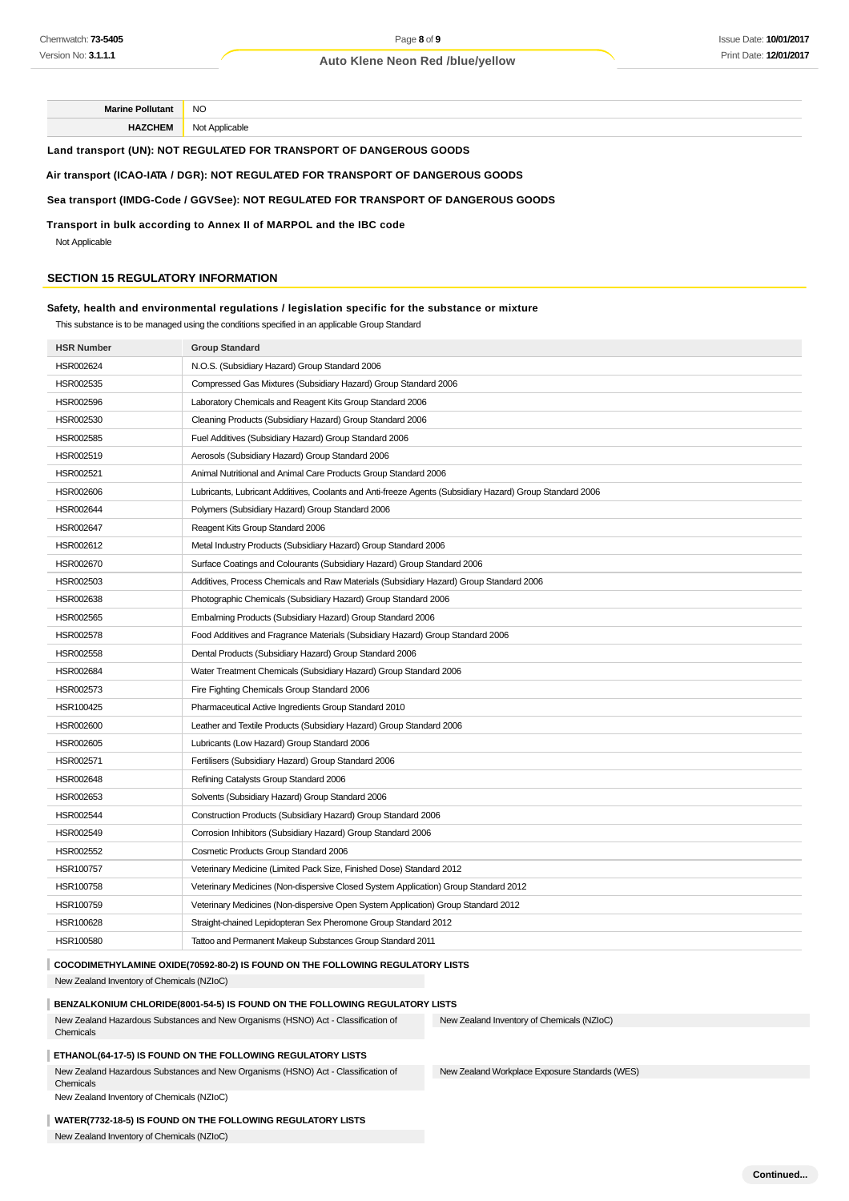| Marine Pollutant | NO |
|---|---|
| HAZCHEM | Not Applicable |

**Land transport (UN): NOT REGULATED FOR TRANSPORT OF DANGEROUS GOODS**

**Air transport (ICAO-IATA / DGR): NOT REGULATED FOR TRANSPORT OF DANGEROUS GOODS**

**Sea transport (IMDG-Code / GGVSee): NOT REGULATED FOR TRANSPORT OF DANGEROUS GOODS**

**Transport in bulk according to Annex II of MARPOL and the IBC code**

Not Applicable

## SECTION 15 REGULATORY INFORMATION

### Safety, health and environmental regulations / legislation specific for the substance or mixture

This substance is to be managed using the conditions specified in an applicable Group Standard

| HSR Number | Group Standard |
|---|---|
| HSR002624 | N.O.S. (Subsidiary Hazard) Group Standard 2006 |
| HSR002535 | Compressed Gas Mixtures (Subsidiary Hazard) Group Standard 2006 |
| HSR002596 | Laboratory Chemicals and Reagent Kits Group Standard 2006 |
| HSR002530 | Cleaning Products (Subsidiary Hazard) Group Standard 2006 |
| HSR002585 | Fuel Additives (Subsidiary Hazard) Group Standard 2006 |
| HSR002519 | Aerosols (Subsidiary Hazard) Group Standard 2006 |
| HSR002521 | Animal Nutritional and Animal Care Products Group Standard 2006 |
| HSR002606 | Lubricants, Lubricant Additives, Coolants and Anti-freeze Agents (Subsidiary Hazard) Group Standard 2006 |
| HSR002644 | Polymers (Subsidiary Hazard) Group Standard 2006 |
| HSR002647 | Reagent Kits Group Standard 2006 |
| HSR002612 | Metal Industry Products (Subsidiary Hazard) Group Standard 2006 |
| HSR002670 | Surface Coatings and Colourants (Subsidiary Hazard) Group Standard 2006 |
| HSR002503 | Additives, Process Chemicals and Raw Materials (Subsidiary Hazard) Group Standard 2006 |
| HSR002638 | Photographic Chemicals (Subsidiary Hazard) Group Standard 2006 |
| HSR002565 | Embalming Products (Subsidiary Hazard) Group Standard 2006 |
| HSR002578 | Food Additives and Fragrance Materials (Subsidiary Hazard) Group Standard 2006 |
| HSR002558 | Dental Products (Subsidiary Hazard) Group Standard 2006 |
| HSR002684 | Water Treatment Chemicals (Subsidiary Hazard) Group Standard 2006 |
| HSR002573 | Fire Fighting Chemicals Group Standard 2006 |
| HSR100425 | Pharmaceutical Active Ingredients Group Standard 2010 |
| HSR002600 | Leather and Textile Products (Subsidiary Hazard) Group Standard 2006 |
| HSR002605 | Lubricants (Low Hazard) Group Standard 2006 |
| HSR002571 | Fertilisers (Subsidiary Hazard) Group Standard 2006 |
| HSR002648 | Refining Catalysts Group Standard 2006 |
| HSR002653 | Solvents (Subsidiary Hazard) Group Standard 2006 |
| HSR002544 | Construction Products (Subsidiary Hazard) Group Standard 2006 |
| HSR002549 | Corrosion Inhibitors (Subsidiary Hazard) Group Standard 2006 |
| HSR002552 | Cosmetic Products Group Standard 2006 |
| HSR100757 | Veterinary Medicine (Limited Pack Size, Finished Dose) Standard 2012 |
| HSR100758 | Veterinary Medicines (Non-dispersive Closed System Application) Group Standard 2012 |
| HSR100759 | Veterinary Medicines (Non-dispersive Open System Application) Group Standard 2012 |
| HSR100628 | Straight-chained Lepidopteran Sex Pheromone Group Standard 2012 |
| HSR100580 | Tattoo and Permanent Makeup Substances Group Standard 2011 |

**COCODIMETHYLAMINE OXIDE(70592-80-2) IS FOUND ON THE FOLLOWING REGULATORY LISTS**

New Zealand Inventory of Chemicals (NZIoC)

**BENZALKONIUM CHLORIDE(8001-54-5) IS FOUND ON THE FOLLOWING REGULATORY LISTS**

New Zealand Hazardous Substances and New Organisms (HSNO) Act - Classification of Chemicals

New Zealand Inventory of Chemicals (NZIoC)

**ETHANOL(64-17-5) IS FOUND ON THE FOLLOWING REGULATORY LISTS**

New Zealand Hazardous Substances and New Organisms (HSNO) Act - Classification of Chemicals

New Zealand Inventory of Chemicals (NZIoC)

New Zealand Workplace Exposure Standards (WES)

**WATER(7732-18-5) IS FOUND ON THE FOLLOWING REGULATORY LISTS**

New Zealand Inventory of Chemicals (NZIoC)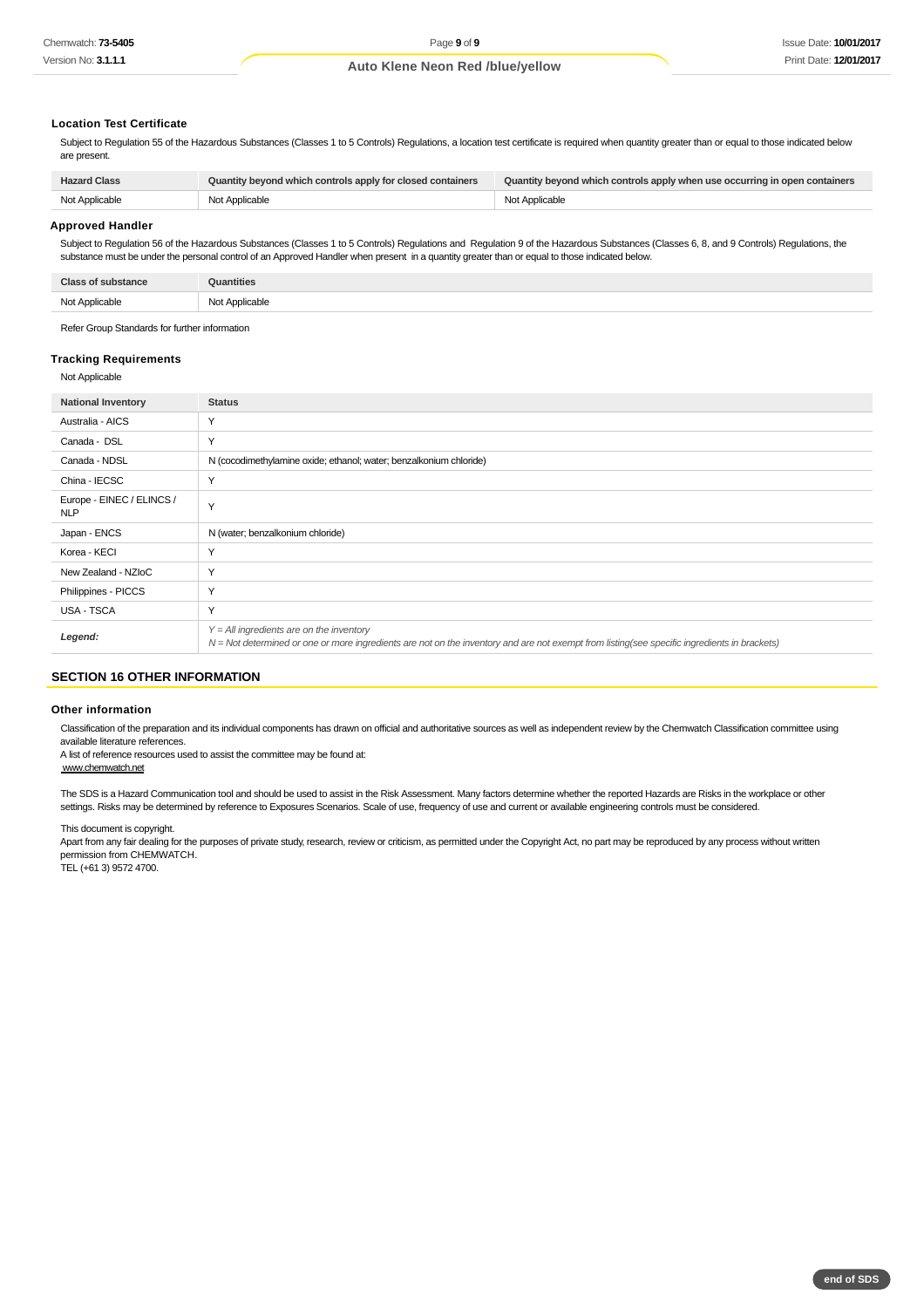### Location Test Certificate

Subject to Regulation 55 of the Hazardous Substances (Classes 1 to 5 Controls) Regulations, a location test certificate is required when quantity greater than or equal to those indicated below are present.

| Hazard Class | Quantity beyond which controls apply for closed containers | Quantity beyond which controls apply when use occurring in open containers |
|---|---|---|
| Not Applicable | Not Applicable | Not Applicable |

### Approved Handler

Subject to Regulation 56 of the Hazardous Substances (Classes 1 to 5 Controls) Regulations and Regulation 9 of the Hazardous Substances (Classes 6, 8, and 9 Controls) Regulations, the substance must be under the personal control of an Approved Handler when present in a quantity greater than or equal to those indicated below.

| Class of substance | Quantities |
|---|---|
| Not Applicable | Not Applicable |

Refer Group Standards for further information

### Tracking Requirements

Not Applicable

| National Inventory | Status |
|---|---|
| Australia - AICS | Y |
| Canada - DSL | Y |
| Canada - NDSL | N (cocodimethylamine oxide; ethanol; water; benzalkonium chloride) |
| China - IECSC | Y |
| Europe - EINEC / ELINCS / NLP | Y |
| Japan - ENCS | N (water; benzalkonium chloride) |
| Korea - KECI | Y |
| New Zealand - NZIoC | Y |
| Philippines - PICCS | Y |
| USA - TSCA | Y |
| ***Legend:*** | *Y = All ingredients are on the inventory*<br>*N = Not determined or one or more ingredients are not on the inventory and are not exempt from listing(see specific ingredients in brackets)* |

## SECTION 16 OTHER INFORMATION

### Other information

Classification of the preparation and its individual components has drawn on official and authoritative sources as well as independent review by the Chemwatch Classification committee using available literature references.
A list of reference resources used to assist the committee may be found at:
www.chemwatch.net

The SDS is a Hazard Communication tool and should be used to assist in the Risk Assessment. Many factors determine whether the reported Hazards are Risks in the workplace or other settings. Risks may be determined by reference to Exposures Scenarios. Scale of use, frequency of use and current or available engineering controls must be considered.

This document is copyright.
Apart from any fair dealing for the purposes of private study, research, review or criticism, as permitted under the Copyright Act, no part may be reproduced by any process without written permission from CHEMWATCH.
TEL (+61 3) 9572 4700.

end of SDS